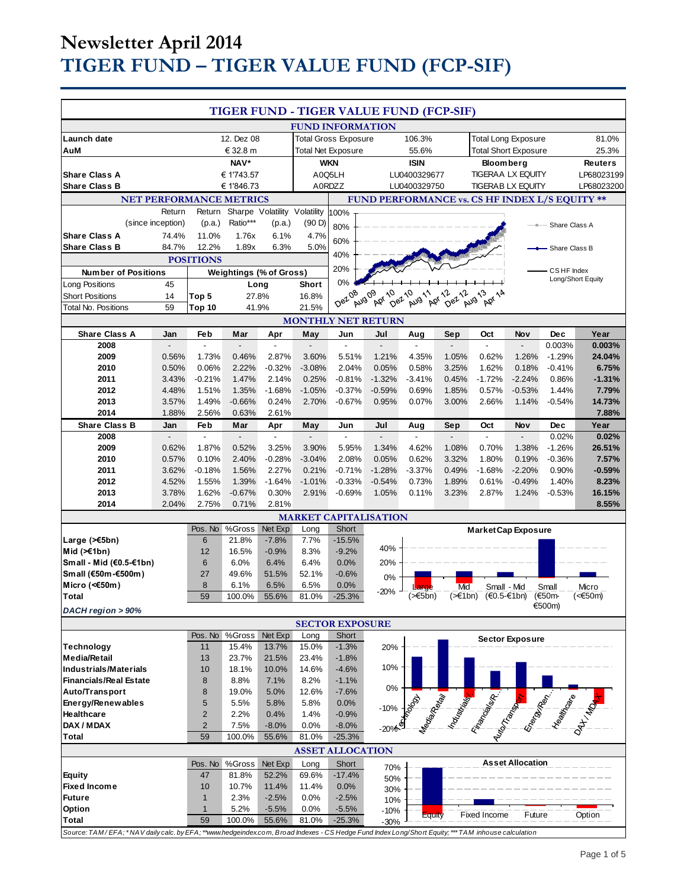# Newsletter April 2014

# TIGER FUND – TIGER VALUE FUND (FCP-SIF)

## TIGER FUND - TIGER VALUE FUND (FCP-SIF)

### FUND INFORMATION

| | | | | | |
|---|---|---|---|---|---|
| **Launch date** | 12. Dez 08 | Total Gross Exposure | 106.3% | Total Long Exposure | 81.0% |
| **AuM** | € 32.8 m | Total Net Exposure | 55.6% | Total Short Exposure | 25.3% |

| | NAV* | WKN | ISIN | Bloomberg | Reuters |
|---|---|---|---|---|---|
| **Share Class A** | € 1'743.57 | A0Q5LH | LU0400329677 | TIGERAA LX EQUITY | LP68023199 |
| **Share Class B** | € 1'846.73 | A0RDZZ | LU0400329750 | TIGERAB LX EQUITY | LP68023200 |

### NET PERFORMANCE METRICS

| | Return (since inception) | Return (p.a.) | Sharpe Ratio*** | Volatility (p.a.) | Volatility (90 D) |
|---|---|---|---|---|---|
| **Share Class A** | 74.4% | 11.0% | 1.76x | 6.1% | 4.7% |
| **Share Class B** | 84.7% | 12.2% | 1.89x | 6.3% | 5.0% |

### FUND PERFORMANCE vs. CS HF INDEX L/S EQUITY **

(Chart: Share Class A, Share Class B, CS HF Index Long/Short Equity; Dez 08 – Apr 14)

### POSITIONS

| Number of Positions | | Weightings (% of Gross) | Long | Short |
|---|---|---|---|---|
| Long Positions | 45 | | | |
| Short Positions | 14 | Top 5 | 27.8% | 16.8% |
| Total No. Positions | 59 | Top 10 | 41.9% | 21.5% |

### MONTHLY NET RETURN

| Share Class A | Jan | Feb | Mar | Apr | May | Jun | Jul | Aug | Sep | Oct | Nov | Dec | Year |
|---|---|---|---|---|---|---|---|---|---|---|---|---|---|
| **2008** | - | - | - | - | - | - | - | - | - | - | - | 0.003% | **0.003%** |
| **2009** | 0.56% | 1.73% | 0.46% | 2.87% | 3.60% | 5.51% | 1.21% | 4.35% | 1.05% | 0.62% | 1.26% | -1.29% | **24.04%** |
| **2010** | 0.50% | 0.06% | 2.22% | -0.32% | -3.08% | 2.04% | 0.05% | 0.58% | 3.25% | 1.62% | 0.18% | -0.41% | **6.75%** |
| **2011** | 3.43% | -0.21% | 1.47% | 2.14% | 0.25% | -0.81% | -1.32% | -3.41% | 0.45% | -1.72% | -2.24% | 0.86% | **-1.31%** |
| **2012** | 4.48% | 1.51% | 1.35% | -1.68% | -1.05% | -0.37% | -0.59% | 0.69% | 1.85% | 0.57% | -0.53% | 1.44% | **7.79%** |
| **2013** | 3.57% | 1.49% | -0.66% | 0.24% | 2.70% | -0.67% | 0.95% | 0.07% | 3.00% | 2.66% | 1.14% | -0.54% | **14.73%** |
| **2014** | 1.88% | 2.56% | 0.63% | 2.61% | | | | | | | | | **7.88%** |

| Share Class B | Jan | Feb | Mar | Apr | May | Jun | Jul | Aug | Sep | Oct | Nov | Dec | Year |
|---|---|---|---|---|---|---|---|---|---|---|---|---|---|
| **2008** | - | - | - | - | - | - | - | - | - | - | - | 0.02% | **0.02%** |
| **2009** | 0.62% | 1.87% | 0.52% | 3.25% | 3.90% | 5.95% | 1.34% | 4.62% | 1.08% | 0.70% | 1.38% | -1.26% | **26.51%** |
| **2010** | 0.57% | 0.10% | 2.40% | -0.28% | -3.04% | 2.08% | 0.05% | 0.62% | 3.32% | 1.80% | 0.19% | -0.36% | **7.57%** |
| **2011** | 3.62% | -0.18% | 1.56% | 2.27% | 0.21% | -0.71% | -1.28% | -3.37% | 0.49% | -1.68% | -2.20% | 0.90% | **-0.59%** |
| **2012** | 4.52% | 1.55% | 1.39% | -1.64% | -1.01% | -0.33% | -0.54% | 0.73% | 1.89% | 0.61% | -0.49% | 1.40% | **8.23%** |
| **2013** | 3.78% | 1.62% | -0.67% | 0.30% | 2.91% | -0.69% | 1.05% | 0.11% | 3.23% | 2.87% | 1.24% | -0.53% | **16.15%** |
| **2014** | 2.04% | 2.75% | 0.71% | 2.81% | | | | | | | | | **8.55%** |

### MARKET CAPITALISATION

| | Pos. No | %Gross | Net Exp | Long | Short |
|---|---|---|---|---|---|
| **Large (>€5bn)** | 6 | 21.8% | -7.8% | 7.7% | -15.5% |
| **Mid (>€1bn)** | 12 | 16.5% | -0.9% | 8.3% | -9.2% |
| **Small - Mid (€0.5-€1bn)** | 6 | 6.0% | 6.4% | 6.4% | 0.0% |
| **Small (€50m-€500m)** | 27 | 49.6% | 51.5% | 52.1% | -0.6% |
| **Micro (<€50m)** | 8 | 6.1% | 6.5% | 6.5% | 0.0% |
| **Total** | 59 | 100.0% | 55.6% | 81.0% | -25.3% |

*DACH region > 90%*

(Chart: Market Cap Exposure)

### SECTOR EXPOSURE

| | Pos. No | %Gross | Net Exp | Long | Short |
|---|---|---|---|---|---|
| **Technology** | 11 | 15.4% | 13.7% | 15.0% | -1.3% |
| **Media/Retail** | 13 | 23.7% | 21.5% | 23.4% | -1.8% |
| **Industrials/Materials** | 10 | 18.1% | 10.0% | 14.6% | -4.6% |
| **Financials/Real Estate** | 8 | 8.8% | 7.1% | 8.2% | -1.1% |
| **Auto/Transport** | 8 | 19.0% | 5.0% | 12.6% | -7.6% |
| **Energy/Renewables** | 5 | 5.5% | 5.8% | 5.8% | 0.0% |
| **Healthcare** | 2 | 2.2% | 0.4% | 1.4% | -0.9% |
| **DAX / MDAX** | 2 | 7.5% | -8.0% | 0.0% | -8.0% |
| **Total** | 59 | 100.0% | 55.6% | 81.0% | -25.3% |

(Chart: Sector Exposure)

### ASSET ALLOCATION

| | Pos. No | %Gross | Net Exp | Long | Short |
|---|---|---|---|---|---|
| **Equity** | 47 | 81.8% | 52.2% | 69.6% | -17.4% |
| **Fixed Income** | 10 | 10.7% | 11.4% | 11.4% | 0.0% |
| **Future** | 1 | 2.3% | -2.5% | 0.0% | -2.5% |
| **Option** | 1 | 5.2% | -5.5% | 0.0% | -5.5% |
| **Total** | 59 | 100.0% | 55.6% | 81.0% | -25.3% |

(Chart: Asset Allocation)

*Source: TAM / EFA; * NAV daily calc. by EFA; **www.hedgeindex.com, Broad Indexes - CS Hedge Fund Index Long/Short Equity; *** TAM inhouse calculation*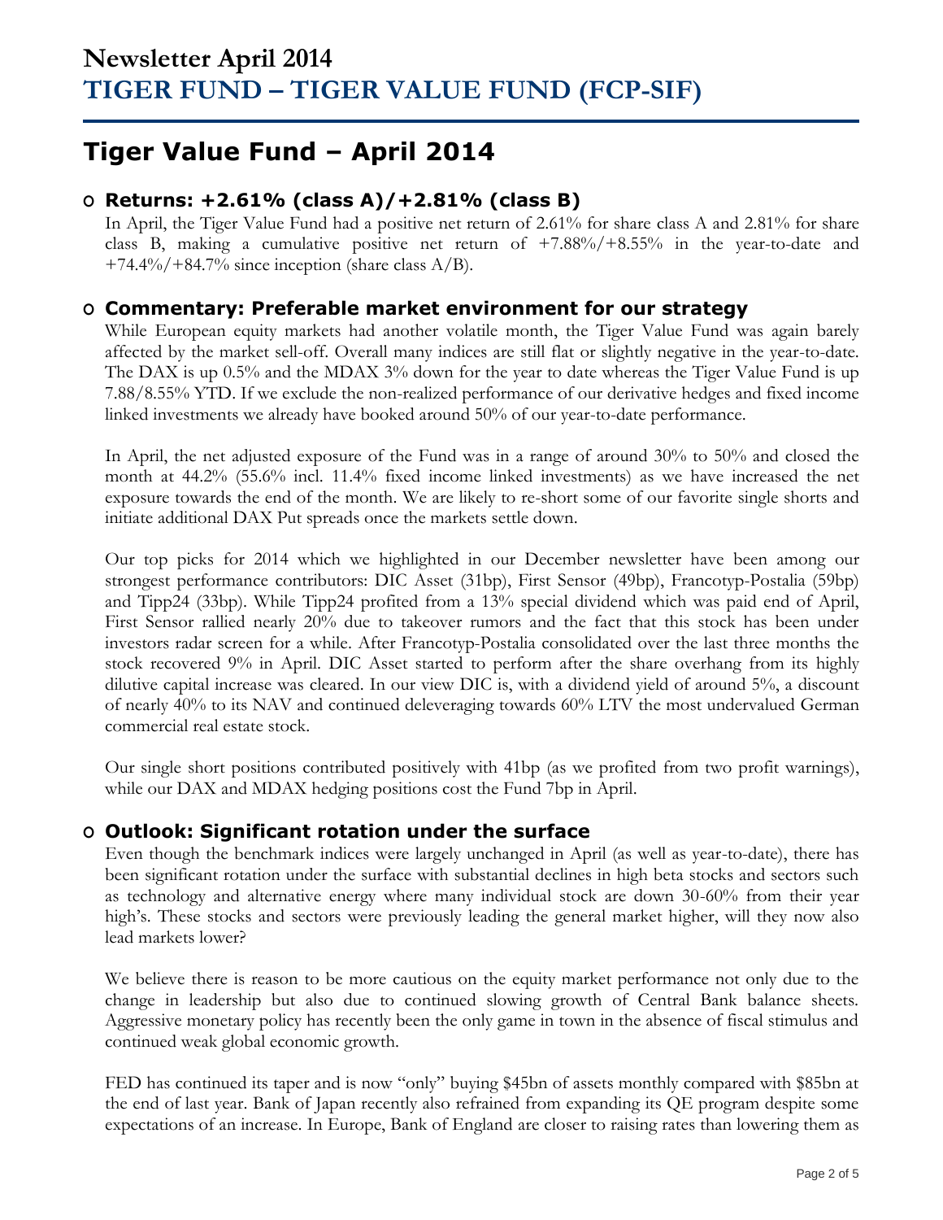# Newsletter April 2014
# TIGER FUND – TIGER VALUE FUND (FCP-SIF)

## Tiger Value Fund – April 2014

### Returns: +2.61% (class A)/+2.81% (class B)

In April, the Tiger Value Fund had a positive net return of 2.61% for share class A and 2.81% for share class B, making a cumulative positive net return of +7.88%/+8.55% in the year-to-date and +74.4%/+84.7% since inception (share class A/B).

### Commentary: Preferable market environment for our strategy

While European equity markets had another volatile month, the Tiger Value Fund was again barely affected by the market sell-off. Overall many indices are still flat or slightly negative in the year-to-date. The DAX is up 0.5% and the MDAX 3% down for the year to date whereas the Tiger Value Fund is up 7.88/8.55% YTD. If we exclude the non-realized performance of our derivative hedges and fixed income linked investments we already have booked around 50% of our year-to-date performance.

In April, the net adjusted exposure of the Fund was in a range of around 30% to 50% and closed the month at 44.2% (55.6% incl. 11.4% fixed income linked investments) as we have increased the net exposure towards the end of the month. We are likely to re-short some of our favorite single shorts and initiate additional DAX Put spreads once the markets settle down.

Our top picks for 2014 which we highlighted in our December newsletter have been among our strongest performance contributors: DIC Asset (31bp), First Sensor (49bp), Francotyp-Postalia (59bp) and Tipp24 (33bp). While Tipp24 profited from a 13% special dividend which was paid end of April, First Sensor rallied nearly 20% due to takeover rumors and the fact that this stock has been under investors radar screen for a while. After Francotyp-Postalia consolidated over the last three months the stock recovered 9% in April. DIC Asset started to perform after the share overhang from its highly dilutive capital increase was cleared. In our view DIC is, with a dividend yield of around 5%, a discount of nearly 40% to its NAV and continued deleveraging towards 60% LTV the most undervalued German commercial real estate stock.

Our single short positions contributed positively with 41bp (as we profited from two profit warnings), while our DAX and MDAX hedging positions cost the Fund 7bp in April.

### Outlook: Significant rotation under the surface

Even though the benchmark indices were largely unchanged in April (as well as year-to-date), there has been significant rotation under the surface with substantial declines in high beta stocks and sectors such as technology and alternative energy where many individual stock are down 30-60% from their year high's. These stocks and sectors were previously leading the general market higher, will they now also lead markets lower?

We believe there is reason to be more cautious on the equity market performance not only due to the change in leadership but also due to continued slowing growth of Central Bank balance sheets. Aggressive monetary policy has recently been the only game in town in the absence of fiscal stimulus and continued weak global economic growth.

FED has continued its taper and is now "only" buying $45bn of assets monthly compared with $85bn at the end of last year. Bank of Japan recently also refrained from expanding its QE program despite some expectations of an increase. In Europe, Bank of England are closer to raising rates than lowering them as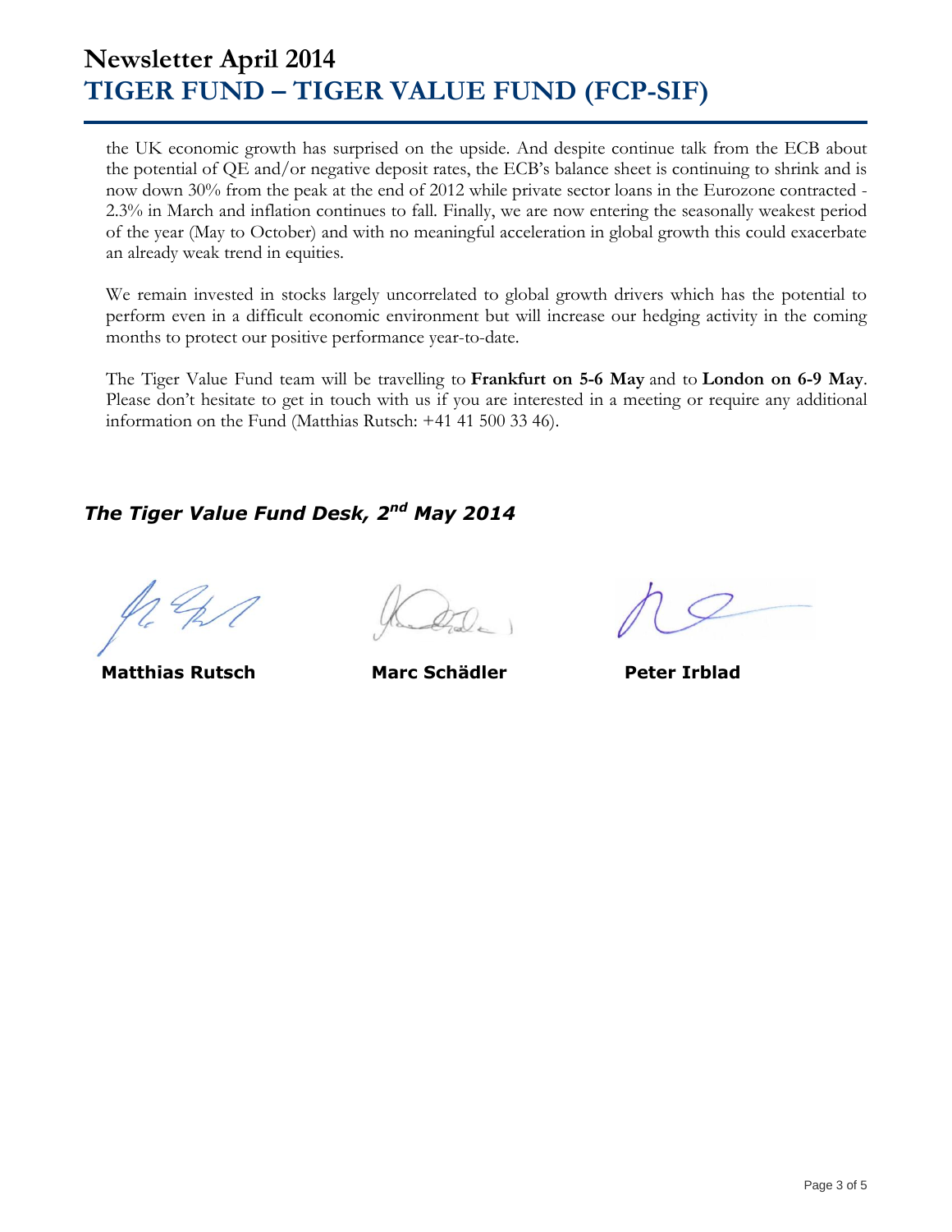the UK economic growth has surprised on the upside. And despite continue talk from the ECB about the potential of QE and/or negative deposit rates, the ECB's balance sheet is continuing to shrink and is now down 30% from the peak at the end of 2012 while private sector loans in the Eurozone contracted -2.3% in March and inflation continues to fall. Finally, we are now entering the seasonally weakest period of the year (May to October) and with no meaningful acceleration in global growth this could exacerbate an already weak trend in equities.

We remain invested in stocks largely uncorrelated to global growth drivers which has the potential to perform even in a difficult economic environment but will increase our hedging activity in the coming months to protect our positive performance year-to-date.

The Tiger Value Fund team will be travelling to **Frankfurt on 5-6 May** and to **London on 6-9 May**. Please don't hesitate to get in touch with us if you are interested in a meeting or require any additional information on the Fund (Matthias Rutsch: +41 41 500 33 46).

***The Tiger Value Fund Desk, 2nd May 2014***

**Matthias Rutsch** **Marc Schädler** **Peter Irblad**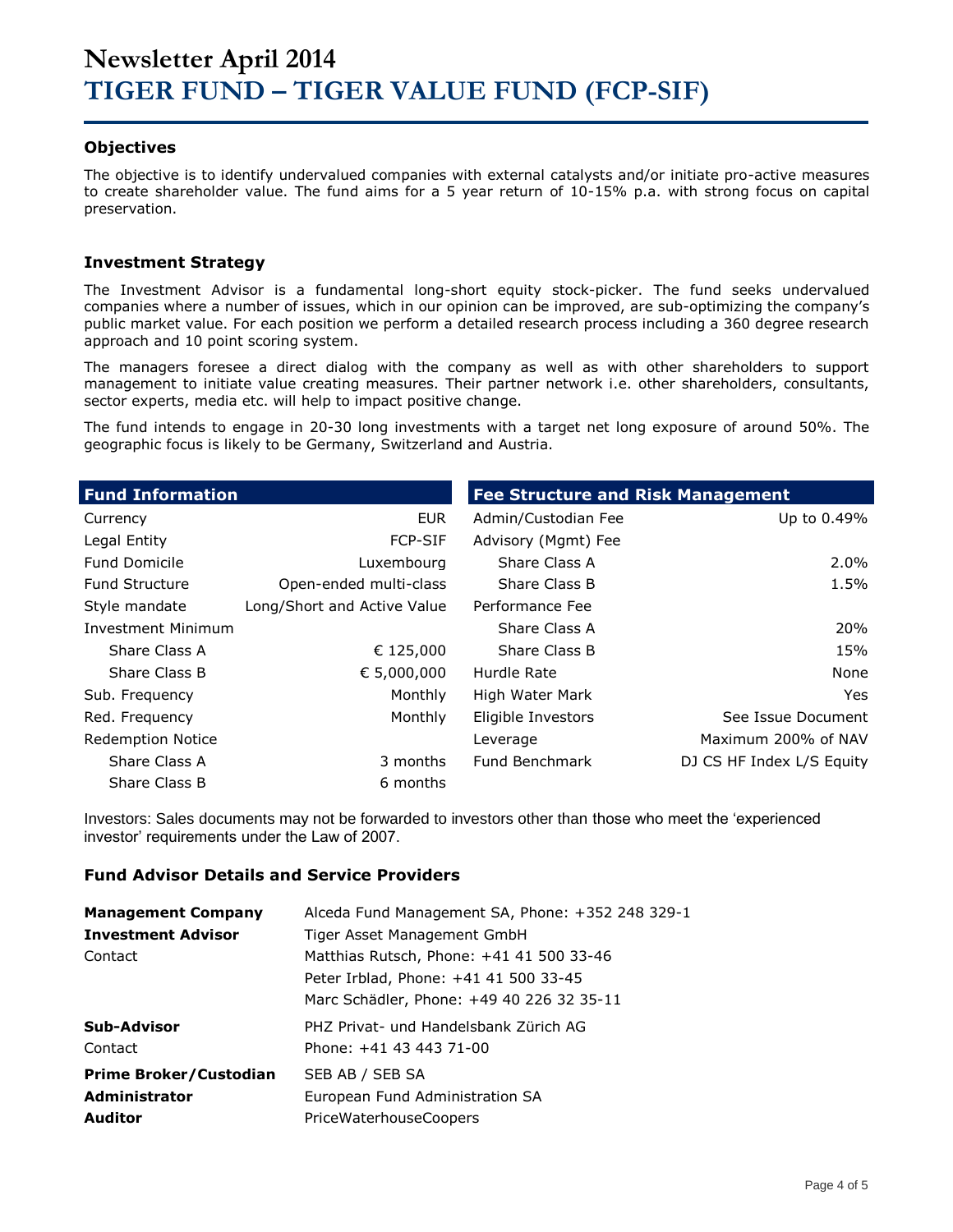# Newsletter April 2014

# TIGER FUND – TIGER VALUE FUND (FCP-SIF)

### Objectives

The objective is to identify undervalued companies with external catalysts and/or initiate pro-active measures to create shareholder value. The fund aims for a 5 year return of 10-15% p.a. with strong focus on capital preservation.

### Investment Strategy

The Investment Advisor is a fundamental long-short equity stock-picker. The fund seeks undervalued companies where a number of issues, which in our opinion can be improved, are sub-optimizing the company's public market value. For each position we perform a detailed research process including a 360 degree research approach and 10 point scoring system.

The managers foresee a direct dialog with the company as well as with other shareholders to support management to initiate value creating measures. Their partner network i.e. other shareholders, consultants, sector experts, media etc. will help to impact positive change.

The fund intends to engage in 20-30 long investments with a target net long exposure of around 50%. The geographic focus is likely to be Germany, Switzerland and Austria.

| Fund Information | |
|---|---|
| Currency | EUR |
| Legal Entity | FCP-SIF |
| Fund Domicile | Luxembourg |
| Fund Structure | Open-ended multi-class |
| Style mandate | Long/Short and Active Value |
| Investment Minimum | |
| Share Class A | € 125,000 |
| Share Class B | € 5,000,000 |
| Sub. Frequency | Monthly |
| Red. Frequency | Monthly |
| Redemption Notice | |
| Share Class A | 3 months |
| Share Class B | 6 months |

| Fee Structure and Risk Management | |
|---|---|
| Admin/Custodian Fee | Up to 0.49% |
| Advisory (Mgmt) Fee | |
| Share Class A | 2.0% |
| Share Class B | 1.5% |
| Performance Fee | |
| Share Class A | 20% |
| Share Class B | 15% |
| Hurdle Rate | None |
| High Water Mark | Yes |
| Eligible Investors | See Issue Document |
| Leverage | Maximum 200% of NAV |
| Fund Benchmark | DJ CS HF Index L/S Equity |

Investors: Sales documents may not be forwarded to investors other than those who meet the 'experienced investor' requirements under the Law of 2007.

### Fund Advisor Details and Service Providers

| | |
|---|---|
| **Management Company** | Alceda Fund Management SA, Phone: +352 248 329-1 |
| **Investment Advisor** | Tiger Asset Management GmbH |
| Contact | Matthias Rutsch, Phone: +41 41 500 33-46 |
| | Peter Irblad, Phone: +41 41 500 33-45 |
| | Marc Schädler, Phone: +49 40 226 32 35-11 |
| **Sub-Advisor** | PHZ Privat- und Handelsbank Zürich AG |
| Contact | Phone: +41 43 443 71-00 |
| **Prime Broker/Custodian** | SEB AB / SEB SA |
| **Administrator** | European Fund Administration SA |
| **Auditor** | PriceWaterhouseCoopers |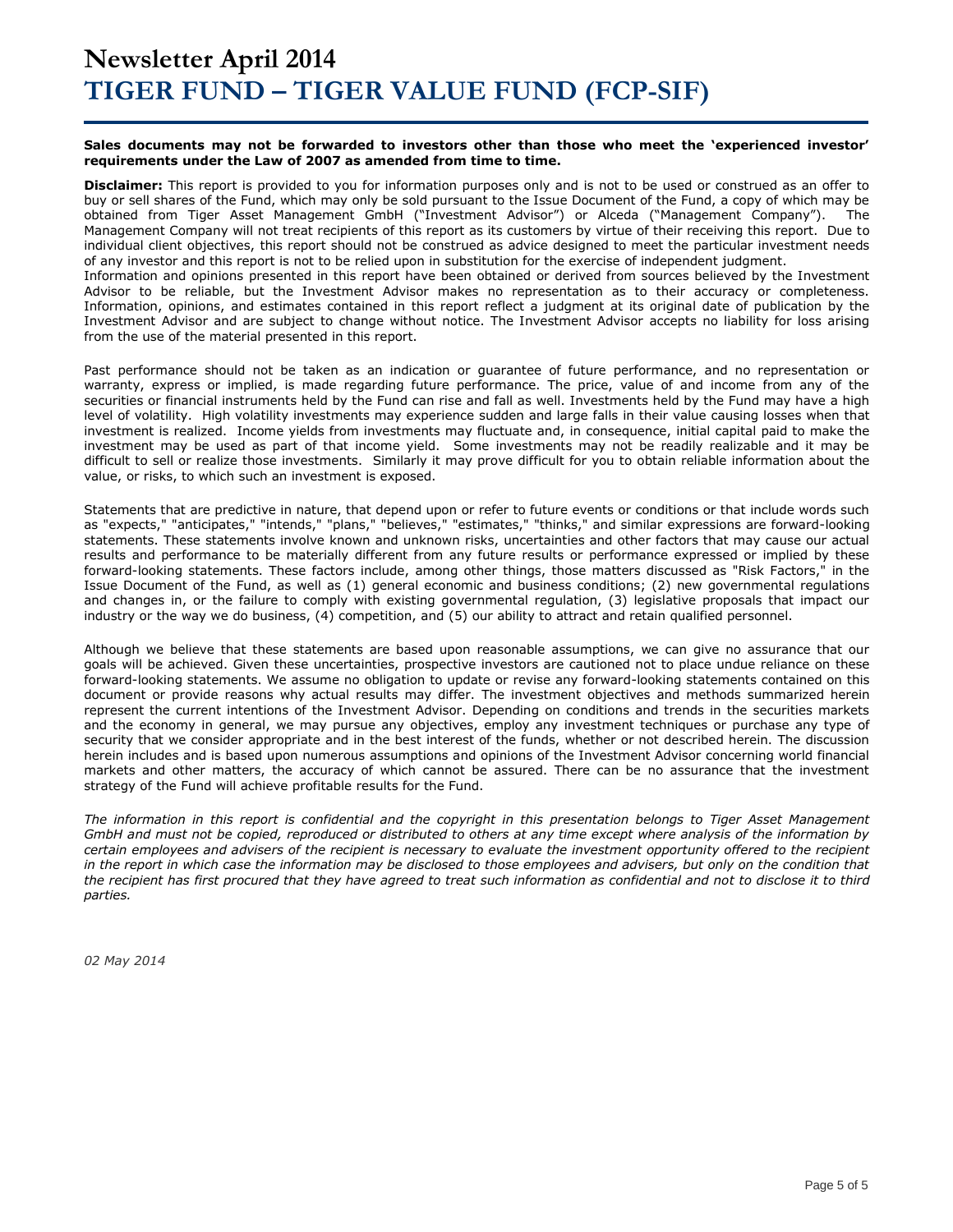# Newsletter April 2014

# TIGER FUND – TIGER VALUE FUND (FCP-SIF)

**Sales documents may not be forwarded to investors other than those who meet the 'experienced investor' requirements under the Law of 2007 as amended from time to time.**

**Disclaimer:** This report is provided to you for information purposes only and is not to be used or construed as an offer to buy or sell shares of the Fund, which may only be sold pursuant to the Issue Document of the Fund, a copy of which may be obtained from Tiger Asset Management GmbH ("Investment Advisor") or Alceda ("Management Company"). The Management Company will not treat recipients of this report as its customers by virtue of their receiving this report. Due to individual client objectives, this report should not be construed as advice designed to meet the particular investment needs of any investor and this report is not to be relied upon in substitution for the exercise of independent judgment.
Information and opinions presented in this report have been obtained or derived from sources believed by the Investment Advisor to be reliable, but the Investment Advisor makes no representation as to their accuracy or completeness. Information, opinions, and estimates contained in this report reflect a judgment at its original date of publication by the Investment Advisor and are subject to change without notice. The Investment Advisor accepts no liability for loss arising from the use of the material presented in this report.

Past performance should not be taken as an indication or guarantee of future performance, and no representation or warranty, express or implied, is made regarding future performance. The price, value of and income from any of the securities or financial instruments held by the Fund can rise and fall as well. Investments held by the Fund may have a high level of volatility. High volatility investments may experience sudden and large falls in their value causing losses when that investment is realized. Income yields from investments may fluctuate and, in consequence, initial capital paid to make the investment may be used as part of that income yield. Some investments may not be readily realizable and it may be difficult to sell or realize those investments. Similarly it may prove difficult for you to obtain reliable information about the value, or risks, to which such an investment is exposed.

Statements that are predictive in nature, that depend upon or refer to future events or conditions or that include words such as "expects," "anticipates," "intends," "plans," "believes," "estimates," "thinks," and similar expressions are forward-looking statements. These statements involve known and unknown risks, uncertainties and other factors that may cause our actual results and performance to be materially different from any future results or performance expressed or implied by these forward-looking statements. These factors include, among other things, those matters discussed as "Risk Factors," in the Issue Document of the Fund, as well as (1) general economic and business conditions; (2) new governmental regulations and changes in, or the failure to comply with existing governmental regulation, (3) legislative proposals that impact our industry or the way we do business, (4) competition, and (5) our ability to attract and retain qualified personnel.

Although we believe that these statements are based upon reasonable assumptions, we can give no assurance that our goals will be achieved. Given these uncertainties, prospective investors are cautioned not to place undue reliance on these forward-looking statements. We assume no obligation to update or revise any forward-looking statements contained on this document or provide reasons why actual results may differ. The investment objectives and methods summarized herein represent the current intentions of the Investment Advisor. Depending on conditions and trends in the securities markets and the economy in general, we may pursue any objectives, employ any investment techniques or purchase any type of security that we consider appropriate and in the best interest of the funds, whether or not described herein. The discussion herein includes and is based upon numerous assumptions and opinions of the Investment Advisor concerning world financial markets and other matters, the accuracy of which cannot be assured. There can be no assurance that the investment strategy of the Fund will achieve profitable results for the Fund.

*The information in this report is confidential and the copyright in this presentation belongs to Tiger Asset Management GmbH and must not be copied, reproduced or distributed to others at any time except where analysis of the information by certain employees and advisers of the recipient is necessary to evaluate the investment opportunity offered to the recipient in the report in which case the information may be disclosed to those employees and advisers, but only on the condition that the recipient has first procured that they have agreed to treat such information as confidential and not to disclose it to third parties.*

*02 May 2014*